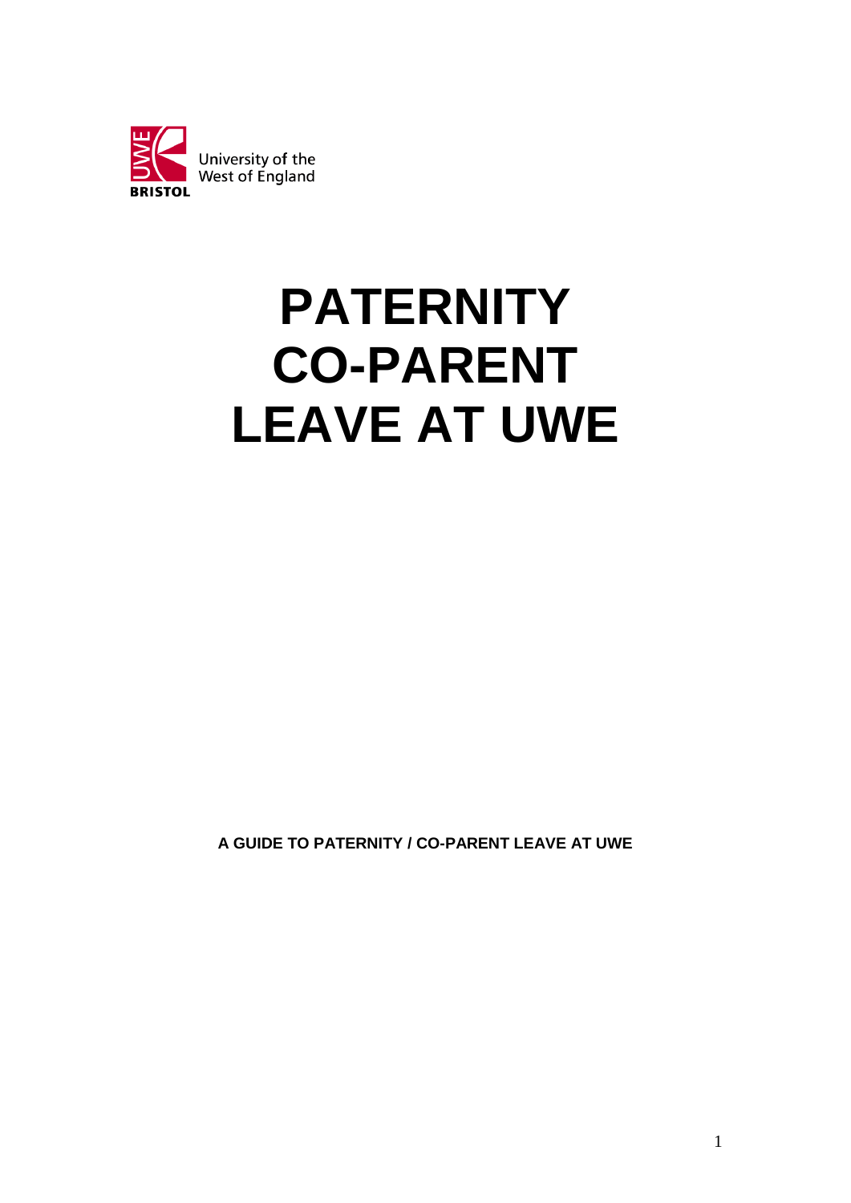University of the West of England

BRISTOL

# PATERNITY CO-PARENT LEAVE AT UWE

**A GUIDE TO PATERNITY / CO-PARENT LEAVE AT UWE**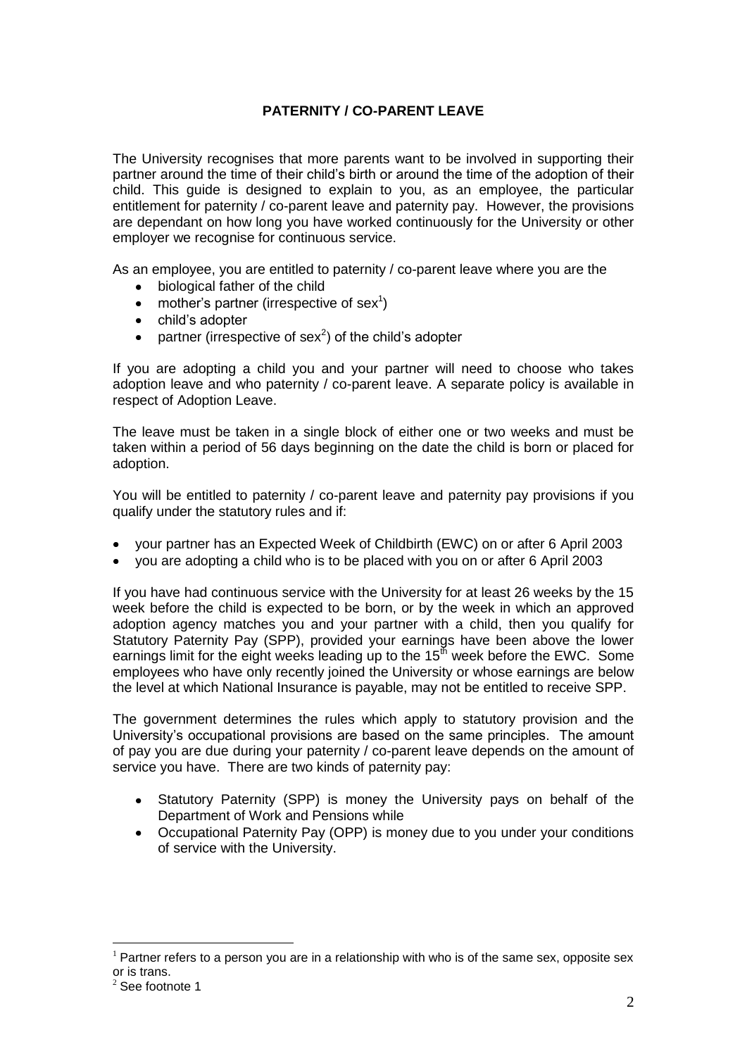# PATERNITY / CO-PARENT LEAVE

The University recognises that more parents want to be involved in supporting their partner around the time of their child's birth or around the time of the adoption of their child. This guide is designed to explain to you, as an employee, the particular entitlement for paternity / co-parent leave and paternity pay. However, the provisions are dependant on how long you have worked continuously for the University or other employer we recognise for continuous service.

As an employee, you are entitled to paternity / co-parent leave where you are the

- biological father of the child
- mother's partner (irrespective of sex[1])
- child's adopter
- partner (irrespective of sex[2]) of the child's adopter

If you are adopting a child you and your partner will need to choose who takes adoption leave and who paternity / co-parent leave. A separate policy is available in respect of Adoption Leave.

The leave must be taken in a single block of either one or two weeks and must be taken within a period of 56 days beginning on the date the child is born or placed for adoption.

You will be entitled to paternity / co-parent leave and paternity pay provisions if you qualify under the statutory rules and if:

- your partner has an Expected Week of Childbirth (EWC) on or after 6 April 2003
- you are adopting a child who is to be placed with you on or after 6 April 2003

If you have had continuous service with the University for at least 26 weeks by the 15 week before the child is expected to be born, or by the week in which an approved adoption agency matches you and your partner with a child, then you qualify for Statutory Paternity Pay (SPP), provided your earnings have been above the lower earnings limit for the eight weeks leading up to the 15th week before the EWC. Some employees who have only recently joined the University or whose earnings are below the level at which National Insurance is payable, may not be entitled to receive SPP.

The government determines the rules which apply to statutory provision and the University's occupational provisions are based on the same principles. The amount of pay you are due during your paternity / co-parent leave depends on the amount of service you have. There are two kinds of paternity pay:

- Statutory Paternity (SPP) is money the University pays on behalf of the Department of Work and Pensions while
- Occupational Paternity Pay (OPP) is money due to you under your conditions of service with the University.

---

[1] Partner refers to a person you are in a relationship with who is of the same sex, opposite sex or is trans.

[2] See footnote 1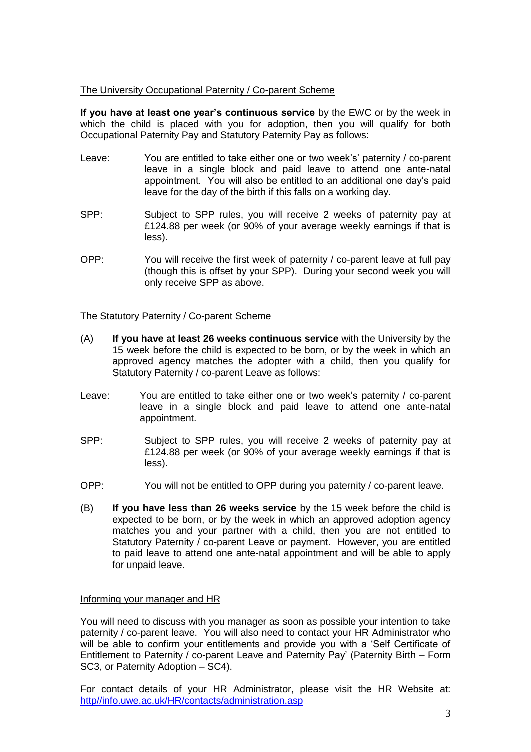## The University Occupational Paternity / Co-parent Scheme

**If you have at least one year's continuous service** by the EWC or by the week in which the child is placed with you for adoption, then you will qualify for both Occupational Paternity Pay and Statutory Paternity Pay as follows:

Leave: You are entitled to take either one or two week's' paternity / co-parent leave in a single block and paid leave to attend one ante-natal appointment. You will also be entitled to an additional one day's paid leave for the day of the birth if this falls on a working day.

SPP: Subject to SPP rules, you will receive 2 weeks of paternity pay at £124.88 per week (or 90% of your average weekly earnings if that is less).

OPP: You will receive the first week of paternity / co-parent leave at full pay (though this is offset by your SPP). During your second week you will only receive SPP as above.

## The Statutory Paternity / Co-parent Scheme

(A) **If you have at least 26 weeks continuous service** with the University by the 15 week before the child is expected to be born, or by the week in which an approved agency matches the adopter with a child, then you qualify for Statutory Paternity / co-parent Leave as follows:

Leave: You are entitled to take either one or two week's paternity / co-parent leave in a single block and paid leave to attend one ante-natal appointment.

SPP: Subject to SPP rules, you will receive 2 weeks of paternity pay at £124.88 per week (or 90% of your average weekly earnings if that is less).

OPP: You will not be entitled to OPP during you paternity / co-parent leave.

(B) **If you have less than 26 weeks service** by the 15 week before the child is expected to be born, or by the week in which an approved adoption agency matches you and your partner with a child, then you are not entitled to Statutory Paternity / co-parent Leave or payment. However, you are entitled to paid leave to attend one ante-natal appointment and will be able to apply for unpaid leave.

## Informing your manager and HR

You will need to discuss with you manager as soon as possible your intention to take paternity / co-parent leave. You will also need to contact your HR Administrator who will be able to confirm your entitlements and provide you with a 'Self Certificate of Entitlement to Paternity / co-parent Leave and Paternity Pay' (Paternity Birth – Form SC3, or Paternity Adoption – SC4).

For contact details of your HR Administrator, please visit the HR Website at: http//info.uwe.ac.uk/HR/contacts/administration.asp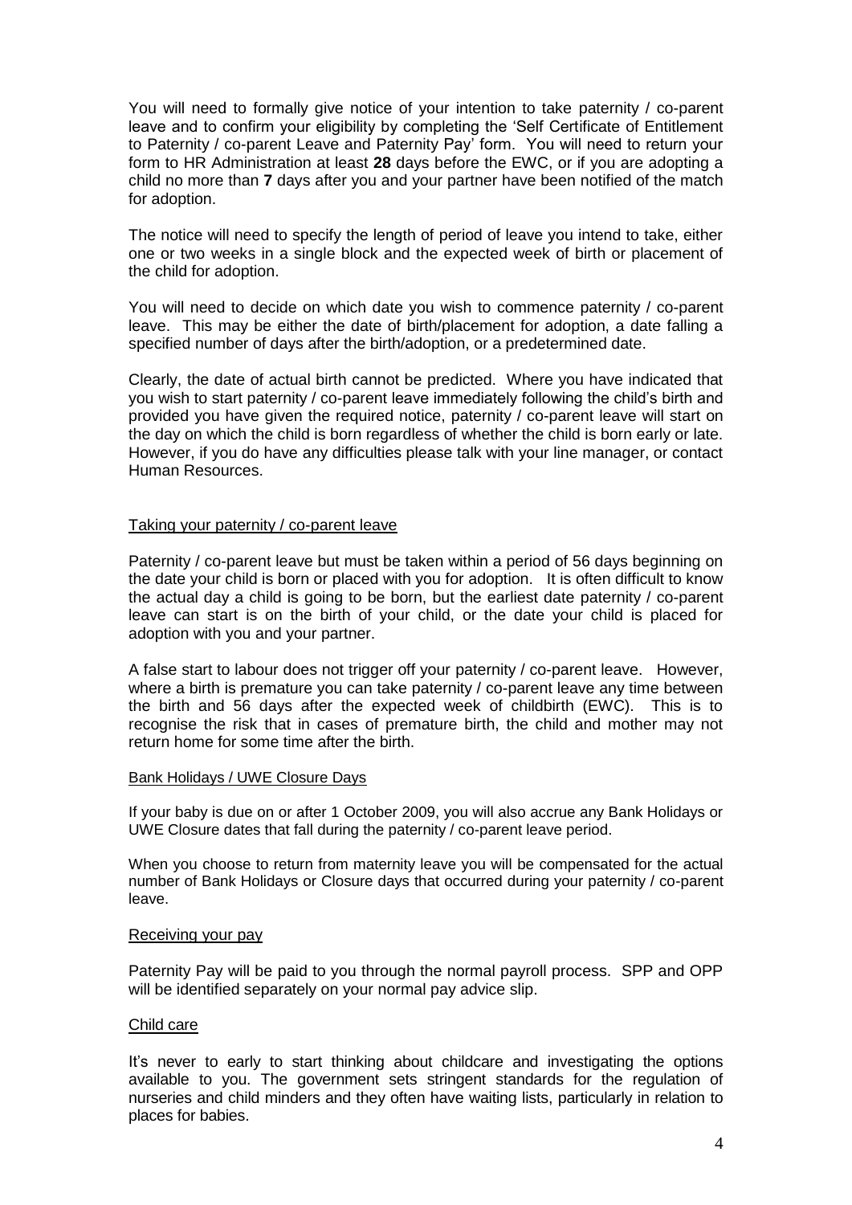You will need to formally give notice of your intention to take paternity / co-parent leave and to confirm your eligibility by completing the 'Self Certificate of Entitlement to Paternity / co-parent Leave and Paternity Pay' form. You will need to return your form to HR Administration at least **28** days before the EWC, or if you are adopting a child no more than **7** days after you and your partner have been notified of the match for adoption.

The notice will need to specify the length of period of leave you intend to take, either one or two weeks in a single block and the expected week of birth or placement of the child for adoption.

You will need to decide on which date you wish to commence paternity / co-parent leave. This may be either the date of birth/placement for adoption, a date falling a specified number of days after the birth/adoption, or a predetermined date.

Clearly, the date of actual birth cannot be predicted. Where you have indicated that you wish to start paternity / co-parent leave immediately following the child's birth and provided you have given the required notice, paternity / co-parent leave will start on the day on which the child is born regardless of whether the child is born early or late. However, if you do have any difficulties please talk with your line manager, or contact Human Resources.

## Taking your paternity / co-parent leave

Paternity / co-parent leave but must be taken within a period of 56 days beginning on the date your child is born or placed with you for adoption. It is often difficult to know the actual day a child is going to be born, but the earliest date paternity / co-parent leave can start is on the birth of your child, or the date your child is placed for adoption with you and your partner.

A false start to labour does not trigger off your paternity / co-parent leave. However, where a birth is premature you can take paternity / co-parent leave any time between the birth and 56 days after the expected week of childbirth (EWC). This is to recognise the risk that in cases of premature birth, the child and mother may not return home for some time after the birth.

### Bank Holidays / UWE Closure Days

If your baby is due on or after 1 October 2009, you will also accrue any Bank Holidays or UWE Closure dates that fall during the paternity / co-parent leave period.

When you choose to return from maternity leave you will be compensated for the actual number of Bank Holidays or Closure days that occurred during your paternity / co-parent leave.

## Receiving your pay

Paternity Pay will be paid to you through the normal payroll process. SPP and OPP will be identified separately on your normal pay advice slip.

## Child care

It's never to early to start thinking about childcare and investigating the options available to you. The government sets stringent standards for the regulation of nurseries and child minders and they often have waiting lists, particularly in relation to places for babies.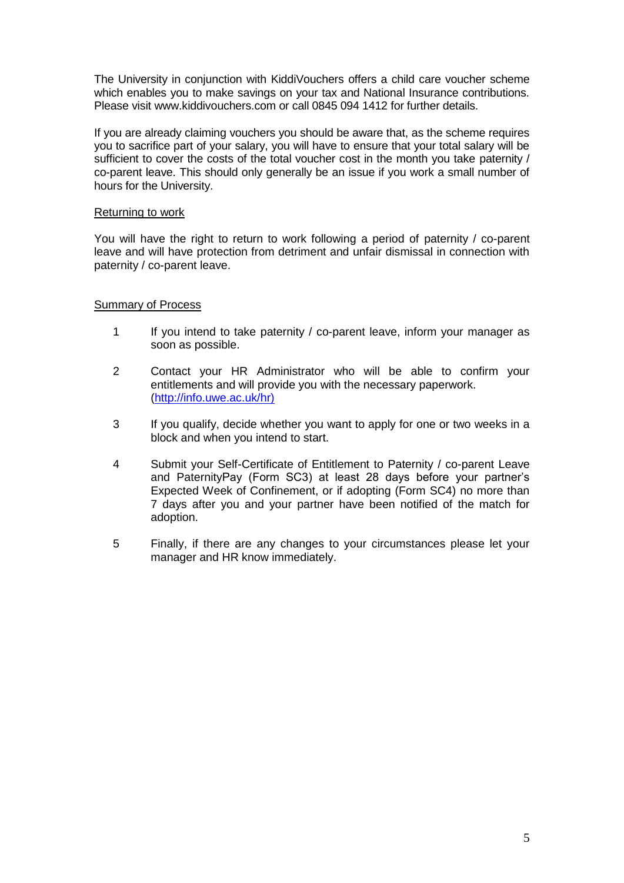The University in conjunction with KiddiVouchers offers a child care voucher scheme which enables you to make savings on your tax and National Insurance contributions. Please visit www.kiddivouchers.com or call 0845 094 1412 for further details.

If you are already claiming vouchers you should be aware that, as the scheme requires you to sacrifice part of your salary, you will have to ensure that your total salary will be sufficient to cover the costs of the total voucher cost in the month you take paternity / co-parent leave. This should only generally be an issue if you work a small number of hours for the University.

Returning to work

You will have the right to return to work following a period of paternity / co-parent leave and will have protection from detriment and unfair dismissal in connection with paternity / co-parent leave.

Summary of Process

1. If you intend to take paternity / co-parent leave, inform your manager as soon as possible.

2. Contact your HR Administrator who will be able to confirm your entitlements and will provide you with the necessary paperwork. (http://info.uwe.ac.uk/hr)

3. If you qualify, decide whether you want to apply for one or two weeks in a block and when you intend to start.

4. Submit your Self-Certificate of Entitlement to Paternity / co-parent Leave and PaternityPay (Form SC3) at least 28 days before your partner's Expected Week of Confinement, or if adopting (Form SC4) no more than 7 days after you and your partner have been notified of the match for adoption.

5. Finally, if there are any changes to your circumstances please let your manager and HR know immediately.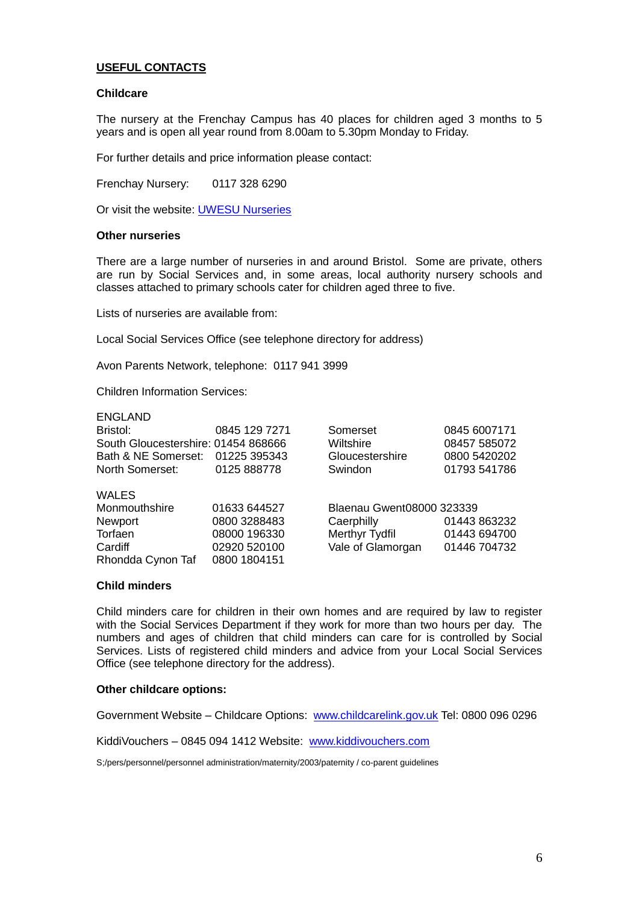## USEFUL CONTACTS

### Childcare

The nursery at the Frenchay Campus has 40 places for children aged 3 months to 5 years and is open all year round from 8.00am to 5.30pm Monday to Friday.

For further details and price information please contact:

Frenchay Nursery: 0117 328 6290

Or visit the website: UWESU Nurseries

### Other nurseries

There are a large number of nurseries in and around Bristol. Some are private, others are run by Social Services and, in some areas, local authority nursery schools and classes attached to primary schools cater for children aged three to five.

Lists of nurseries are available from:

Local Social Services Office (see telephone directory for address)

Avon Parents Network, telephone: 0117 941 3999

Children Information Services:

ENGLAND

| | | | |
|---|---|---|---|
| Bristol: | 0845 129 7271 | Somerset | 0845 6007171 |
| South Gloucestershire: | 01454 868666 | Wiltshire | 08457 585072 |
| Bath & NE Somerset: | 01225 395343 | Gloucestershire | 0800 5420202 |
| North Somerset: | 0125 888778 | Swindon | 01793 541786 |

WALES

| | | | |
|---|---|---|---|
| Monmouthshire | 01633 644527 | Blaenau Gwent | 08000 323339 |
| Newport | 0800 3288483 | Caerphilly | 01443 863232 |
| Torfaen | 08000 196330 | Merthyr Tydfil | 01443 694700 |
| Cardiff | 02920 520100 | Vale of Glamorgan | 01446 704732 |
| Rhondda Cynon Taf | 0800 1804151 | | |

### Child minders

Child minders care for children in their own homes and are required by law to register with the Social Services Department if they work for more than two hours per day. The numbers and ages of children that child minders can care for is controlled by Social Services. Lists of registered child minders and advice from your Local Social Services Office (see telephone directory for the address).

### Other childcare options:

Government Website – Childcare Options: www.childcarelink.gov.uk Tel: 0800 096 0296

KiddiVouchers – 0845 094 1412 Website: www.kiddivouchers.com

S;/pers/personnel/personnel administration/maternity/2003/paternity / co-parent guidelines